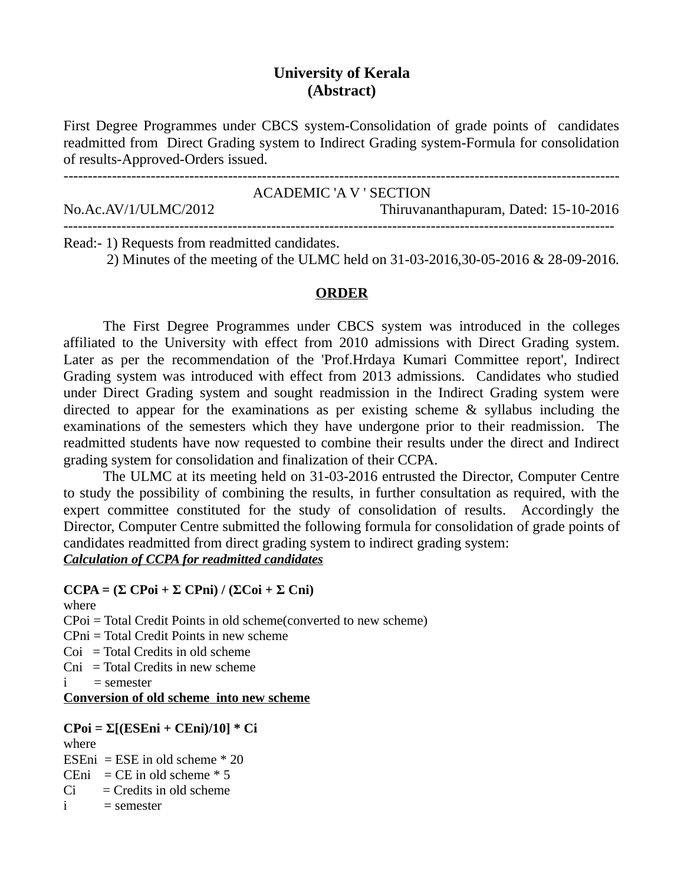# University of Kerala
## (Abstract)

First Degree Programmes under CBCS system-Consolidation of grade points of candidates readmitted from Direct Grading system to Indirect Grading system-Formula for consolidation of results-Approved-Orders issued.

---

ACADEMIC 'A V ' SECTION

No.Ac.AV/1/ULMC/2012 Thiruvananthapuram, Dated: 15-10-2016

---

Read:- 1) Requests from readmitted candidates.
2) Minutes of the meeting of the ULMC held on 31-03-2016,30-05-2016 & 28-09-2016.

**ORDER**

The First Degree Programmes under CBCS system was introduced in the colleges affiliated to the University with effect from 2010 admissions with Direct Grading system. Later as per the recommendation of the 'Prof.Hrdaya Kumari Committee report', Indirect Grading system was introduced with effect from 2013 admissions. Candidates who studied under Direct Grading system and sought readmission in the Indirect Grading system were directed to appear for the examinations as per existing scheme & syllabus including the examinations of the semesters which they have undergone prior to their readmission. The readmitted students have now requested to combine their results under the direct and Indirect grading system for consolidation and finalization of their CCPA.

The ULMC at its meeting held on 31-03-2016 entrusted the Director, Computer Centre to study the possibility of combining the results, in further consultation as required, with the expert committee constituted for the study of consolidation of results. Accordingly the Director, Computer Centre submitted the following formula for consolidation of grade points of candidates readmitted from direct grading system to indirect grading system:

***Calculation of CCPA for readmitted candidates***

$$CCPA = (\Sigma\, CPoi + \Sigma\, CPni) / (\Sigma Coi + \Sigma\, Cni)$$

where

CPoi = Total Credit Points in old scheme(converted to new scheme)

CPni = Total Credit Points in new scheme

Coi = Total Credits in old scheme

Cni = Total Credits in new scheme

i = semester

**Conversion of old scheme into new scheme**

$$CPoi = \Sigma[(ESEni + CEni)/10] * Ci$$

where

ESEni = ESE in old scheme * 20

CEni = CE in old scheme * 5

Ci = Credits in old scheme

i = semester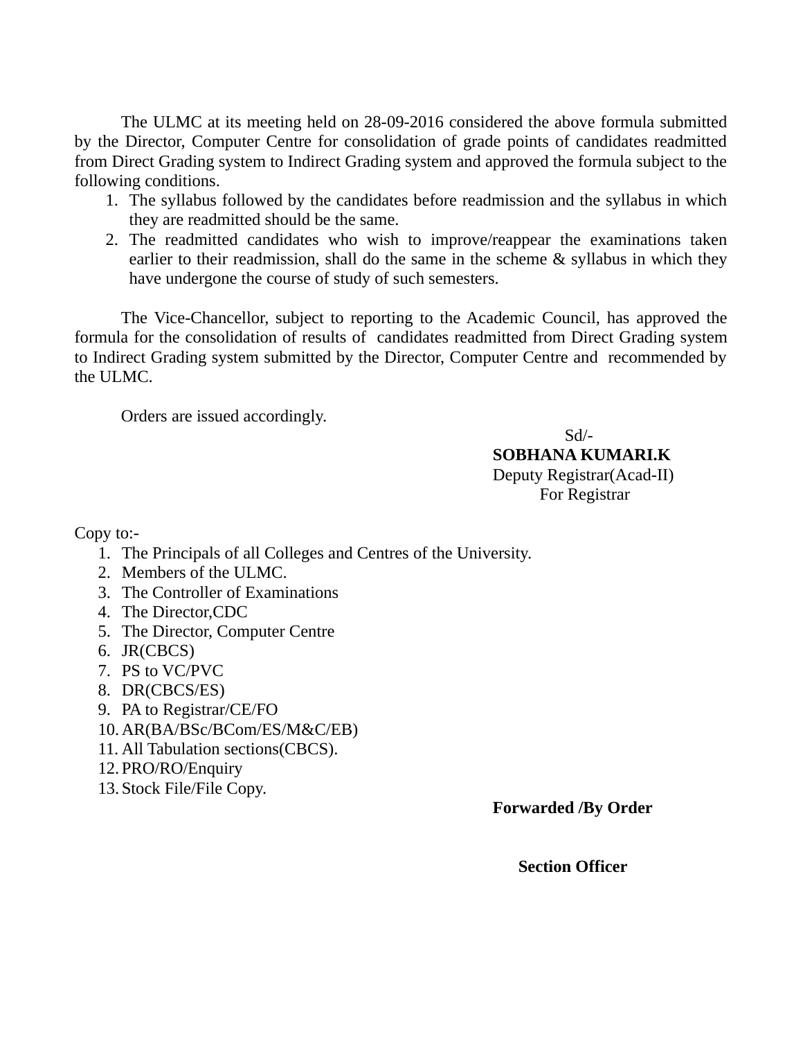The ULMC at its meeting held on 28-09-2016 considered the above formula submitted by the Director, Computer Centre for consolidation of grade points of candidates readmitted from Direct Grading system to Indirect Grading system and approved the formula subject to the following conditions.

1. The syllabus followed by the candidates before readmission and the syllabus in which they are readmitted should be the same.
2. The readmitted candidates who wish to improve/reappear the examinations taken earlier to their readmission, shall do the same in the scheme & syllabus in which they have undergone the course of study of such semesters.

The Vice-Chancellor, subject to reporting to the Academic Council, has approved the formula for the consolidation of results of candidates readmitted from Direct Grading system to Indirect Grading system submitted by the Director, Computer Centre and recommended by the ULMC.

Orders are issued accordingly.

Sd/-
**SOBHANA KUMARI.K**
Deputy Registrar(Acad-II)
For Registrar

Copy to:-

1. The Principals of all Colleges and Centres of the University.
2. Members of the ULMC.
3. The Controller of Examinations
4. The Director,CDC
5. The Director, Computer Centre
6. JR(CBCS)
7. PS to VC/PVC
8. DR(CBCS/ES)
9. PA to Registrar/CE/FO
10. AR(BA/BSc/BCom/ES/M&C/EB)
11. All Tabulation sections(CBCS).
12. PRO/RO/Enquiry
13. Stock File/File Copy.

**Forwarded /By Order**

**Section Officer**